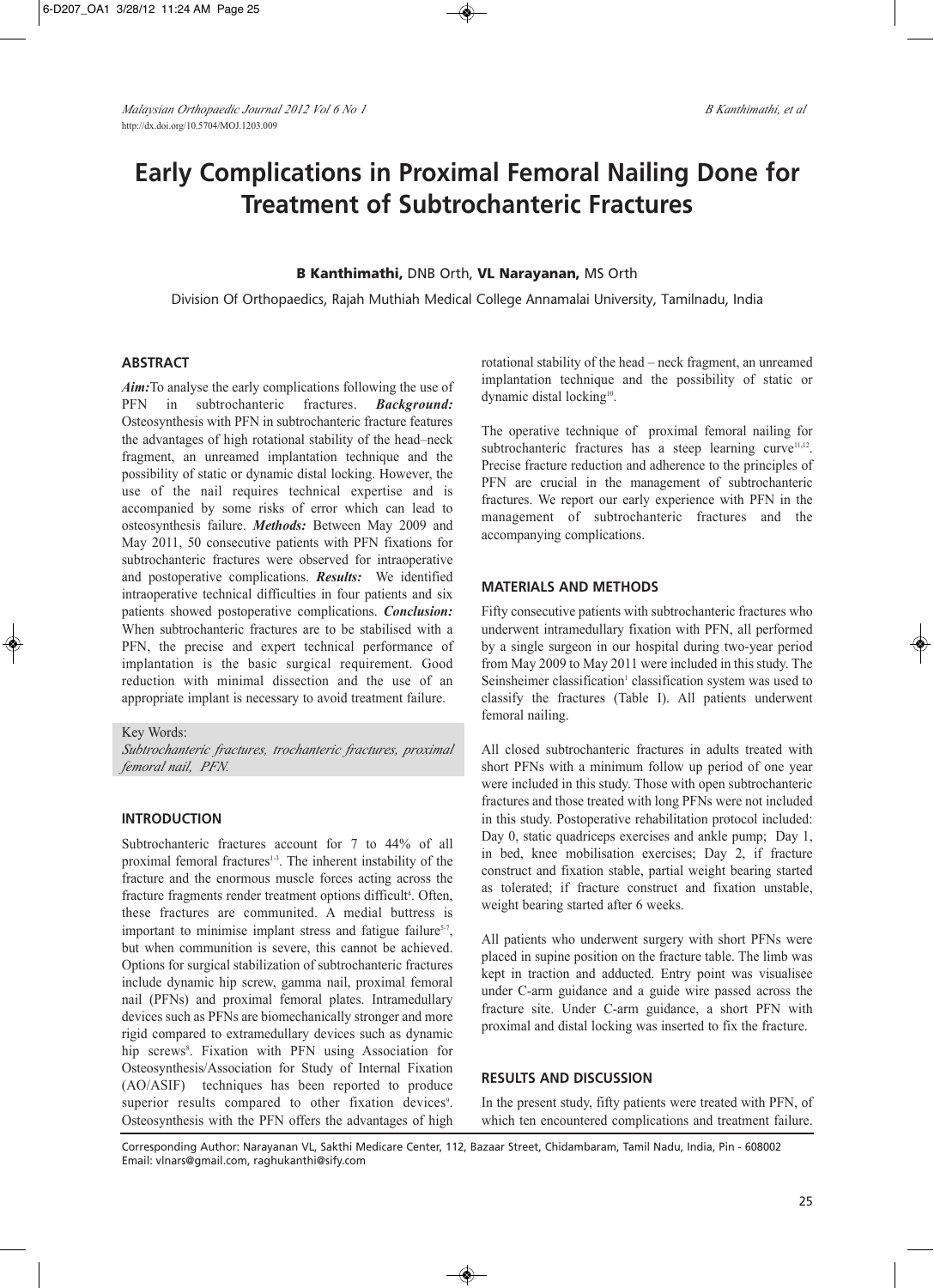# Early Complications in Proximal Femoral Nailing Done for Treatment of Subtrochanteric Fractures

**B Kanthimathi,** DNB Orth, **VL Narayanan,** MS Orth

Division Of Orthopaedics, Rajah Muthiah Medical College Annamalai University, Tamilnadu, India

## ABSTRACT

***Aim:*** To analyse the early complications following the use of PFN in subtrochanteric fractures. ***Background:*** Osteosynthesis with PFN in subtrochanteric fracture features the advantages of high rotational stability of the head–neck fragment, an unreamed implantation technique and the possibility of static or dynamic distal locking. However, the use of the nail requires technical expertise and is accompanied by some risks of error which can lead to osteosynthesis failure. ***Methods:*** Between May 2009 and May 2011, 50 consecutive patients with PFN fixations for subtrochanteric fractures were observed for intraoperative and postoperative complications. ***Results:*** We identified intraoperative technical difficulties in four patients and six patients showed postoperative complications. ***Conclusion:*** When subtrochanteric fractures are to be stabilised with a PFN, the precise and expert technical performance of implantation is the basic surgical requirement. Good reduction with minimal dissection and the use of an appropriate implant is necessary to avoid treatment failure.

Key Words:
*Subtrochanteric fractures, trochanteric fractures, proximal femoral nail, PFN.*

## INTRODUCTION

Subtrochanteric fractures account for 7 to 44% of all proximal femoral fractures[1-3]. The inherent instability of the fracture and the enormous muscle forces acting across the fracture fragments render treatment options difficult[4]. Often, these fractures are communited. A medial buttress is important to minimise implant stress and fatigue failure[5-7], but when communition is severe, this cannot be achieved. Options for surgical stabilization of subtrochanteric fractures include dynamic hip screw, gamma nail, proximal femoral nail (PFNs) and proximal femoral plates. Intramedullary devices such as PFNs are biomechanically stronger and more rigid compared to extramedullary devices such as dynamic hip screws[8]. Fixation with PFN using Association for Osteosynthesis/Association for Study of Internal Fixation (AO/ASIF) techniques has been reported to produce superior results compared to other fixation devices[9]. Osteosynthesis with the PFN offers the advantages of high rotational stability of the head – neck fragment, an unreamed implantation technique and the possibility of static or dynamic distal locking[10].

The operative technique of proximal femoral nailing for subtrochanteric fractures has a steep learning curve[11,12]. Precise fracture reduction and adherence to the principles of PFN are crucial in the management of subtrochanteric fractures. We report our early experience with PFN in the management of subtrochanteric fractures and the accompanying complications.

## MATERIALS AND METHODS

Fifty consecutive patients with subtrochanteric fractures who underwent intramedullary fixation with PFN, all performed by a single surgeon in our hospital during two-year period from May 2009 to May 2011 were included in this study. The Seinsheimer classification[1] classification system was used to classify the fractures (Table I). All patients underwent femoral nailing.

All closed subtrochanteric fractures in adults treated with short PFNs with a minimum follow up period of one year were included in this study. Those with open subtrochanteric fractures and those treated with long PFNs were not included in this study. Postoperative rehabilitation protocol included: Day 0, static quadriceps exercises and ankle pump; Day 1, in bed, knee mobilisation exercises; Day 2, if fracture construct and fixation stable, partial weight bearing started as tolerated; if fracture construct and fixation unstable, weight bearing started after 6 weeks.

All patients who underwent surgery with short PFNs were placed in supine position on the fracture table. The limb was kept in traction and adducted. Entry point was visualisee under C-arm guidance and a guide wire passed across the fracture site. Under C-arm guidance, a short PFN with proximal and distal locking was inserted to fix the fracture.

## RESULTS AND DISCUSSION

In the present study, fifty patients were treated with PFN, of which ten encountered complications and treatment failure.

Corresponding Author: Narayanan VL, Sakthi Medicare Center, 112, Bazaar Street, Chidambaram, Tamil Nadu, India, Pin - 608002
Email: vlnars@gmail.com, raghukanthi@sify.com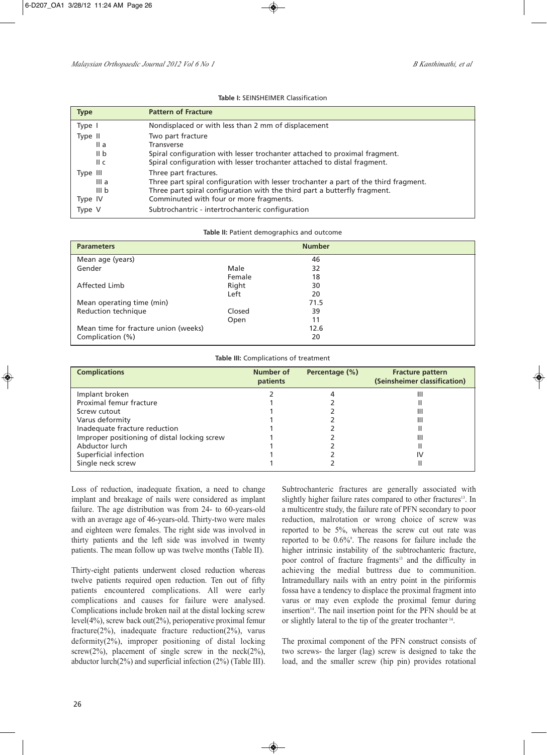**Table I:** SEINSHEIMER Classification

| Type | Pattern of Fracture |
|---|---|
| Type I | Nondisplaced or with less than 2 mm of displacement |
| Type II | Two part fracture |
| II a | Transverse |
| II b | Spiral configuration with lesser trochanter attached to proximal fragment. |
| II c | Spiral configuration with lesser trochanter attached to distal fragment. |
| Type III | Three part fractures. |
| III a | Three part spiral configuration with lesser trochanter a part of the third fragment. |
| III b | Three part spiral configuration with the third part a butterfly fragment. |
| Type IV | Comminuted with four or more fragments. |
| Type V | Subtrochantric - intertrochanteric configuration |

**Table II:** Patient demographics and outcome

| Parameters | | Number |
|---|---|---|
| Mean age (years) | | 46 |
| Gender | Male | 32 |
| | Female | 18 |
| Affected Limb | Right | 30 |
| | Left | 20 |
| Mean operating time (min) | | 71.5 |
| Reduction technique | Closed | 39 |
| | Open | 11 |
| Mean time for fracture union (weeks) | | 12.6 |
| Complication (%) | | 20 |

**Table III:** Complications of treatment

| Complications | Number of patients | Percentage (%) | Fracture pattern (Seinsheimer classification) |
|---|---|---|---|
| Implant broken | 2 | 4 | III |
| Proximal femur fracture | 1 | 2 | II |
| Screw cutout | 1 | 2 | III |
| Varus deformity | 1 | 2 | III |
| Inadequate fracture reduction | 1 | 2 | II |
| Improper positioning of distal locking screw | 1 | 2 | III |
| Abductor lurch | 1 | 2 | II |
| Superficial infection | 1 | 2 | IV |
| Single neck screw | 1 | 2 | II |

Loss of reduction, inadequate fixation, a need to change implant and breakage of nails were considered as implant failure. The age distribution was from 24- to 60-years-old with an average age of 46-years-old. Thirty-two were males and eighteen were females. The right side was involved in thirty patients and the left side was involved in twenty patients. The mean follow up was twelve months (Table II).

Thirty-eight patients underwent closed reduction whereas twelve patients required open reduction. Ten out of fifty patients encountered complications. All were early complications and causes for failure were analysed. Complications include broken nail at the distal locking screw level(4%), screw back out(2%), perioperative proximal femur fracture(2%), inadequate fracture reduction(2%), varus deformity(2%), improper positioning of distal locking screw(2%), placement of single screw in the neck(2%), abductor lurch(2%) and superficial infection (2%) (Table III).

Subtrochanteric fractures are generally associated with slightly higher failure rates compared to other fractures[13]. In a multicentre study, the failure rate of PFN secondary to poor reduction, malrotation or wrong choice of screw was reported to be 5%, whereas the screw cut out rate was reported to be 0.6%[9]. The reasons for failure include the higher intrinsic instability of the subtrochanteric fracture, poor control of fracture fragments[13] and the difficulty in achieving the medial buttress due to communition. Intramedullary nails with an entry point in the piriformis fossa have a tendency to displace the proximal fragment into varus or may even explode the proximal femur during insertion[14]. The nail insertion point for the PFN should be at or slightly lateral to the tip of the greater trochanter[14].

The proximal component of the PFN construct consists of two screws- the larger (lag) screw is designed to take the load, and the smaller screw (hip pin) provides rotational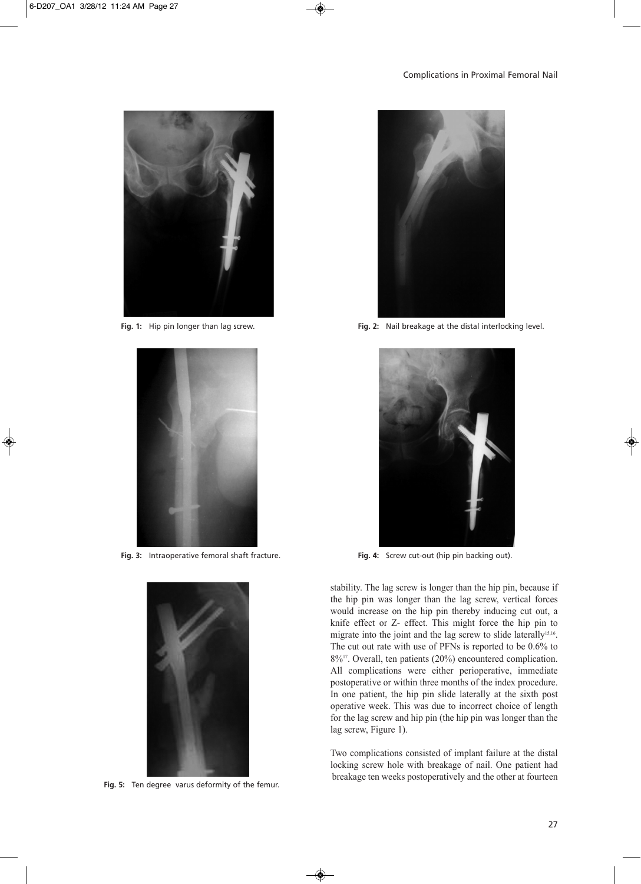Fig. 1: Hip pin longer than lag screw.

Fig. 2: Nail breakage at the distal interlocking level.

Fig. 3: Intraoperative femoral shaft fracture.

Fig. 4: Screw cut-out (hip pin backing out).

Fig. 5: Ten degree varus deformity of the femur.

stability. The lag screw is longer than the hip pin, because if the hip pin was longer than the lag screw, vertical forces would increase on the hip pin thereby inducing cut out, a knife effect or Z- effect. This might force the hip pin to migrate into the joint and the lag screw to slide laterally[15,16]. The cut out rate with use of PFNs is reported to be 0.6% to 8%[17]. Overall, ten patients (20%) encountered complication. All complications were either perioperative, immediate postoperative or within three months of the index procedure. In one patient, the hip pin slide laterally at the sixth post operative week. This was due to incorrect choice of length for the lag screw and hip pin (the hip pin was longer than the lag screw, Figure 1).

Two complications consisted of implant failure at the distal locking screw hole with breakage of nail. One patient had breakage ten weeks postoperatively and the other at fourteen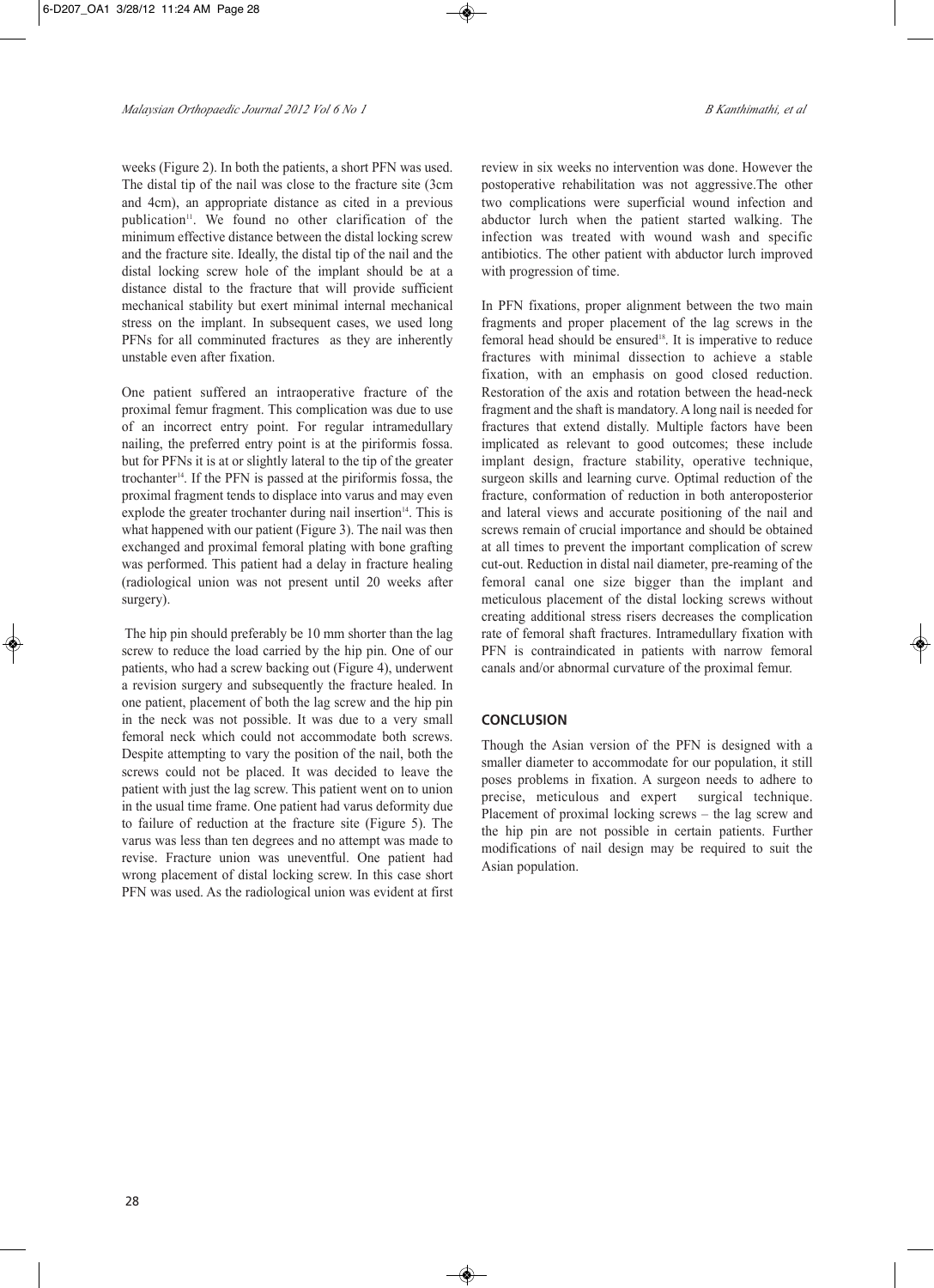weeks (Figure 2). In both the patients, a short PFN was used. The distal tip of the nail was close to the fracture site (3cm and 4cm), an appropriate distance as cited in a previous publication[11]. We found no other clarification of the minimum effective distance between the distal locking screw and the fracture site. Ideally, the distal tip of the nail and the distal locking screw hole of the implant should be at a distance distal to the fracture that will provide sufficient mechanical stability but exert minimal internal mechanical stress on the implant. In subsequent cases, we used long PFNs for all comminuted fractures as they are inherently unstable even after fixation.

One patient suffered an intraoperative fracture of the proximal femur fragment. This complication was due to use of an incorrect entry point. For regular intramedullary nailing, the preferred entry point is at the piriformis fossa. but for PFNs it is at or slightly lateral to the tip of the greater trochanter[14]. If the PFN is passed at the piriformis fossa, the proximal fragment tends to displace into varus and may even explode the greater trochanter during nail insertion[14]. This is what happened with our patient (Figure 3). The nail was then exchanged and proximal femoral plating with bone grafting was performed. This patient had a delay in fracture healing (radiological union was not present until 20 weeks after surgery).

The hip pin should preferably be 10 mm shorter than the lag screw to reduce the load carried by the hip pin. One of our patients, who had a screw backing out (Figure 4), underwent a revision surgery and subsequently the fracture healed. In one patient, placement of both the lag screw and the hip pin in the neck was not possible. It was due to a very small femoral neck which could not accommodate both screws. Despite attempting to vary the position of the nail, both the screws could not be placed. It was decided to leave the patient with just the lag screw. This patient went on to union in the usual time frame. One patient had varus deformity due to failure of reduction at the fracture site (Figure 5). The varus was less than ten degrees and no attempt was made to revise. Fracture union was uneventful. One patient had wrong placement of distal locking screw. In this case short PFN was used. As the radiological union was evident at first review in six weeks no intervention was done. However the postoperative rehabilitation was not aggressive.The other two complications were superficial wound infection and abductor lurch when the patient started walking. The infection was treated with wound wash and specific antibiotics. The other patient with abductor lurch improved with progression of time.

In PFN fixations, proper alignment between the two main fragments and proper placement of the lag screws in the femoral head should be ensured[18]. It is imperative to reduce fractures with minimal dissection to achieve a stable fixation, with an emphasis on good closed reduction. Restoration of the axis and rotation between the head-neck fragment and the shaft is mandatory. A long nail is needed for fractures that extend distally. Multiple factors have been implicated as relevant to good outcomes; these include implant design, fracture stability, operative technique, surgeon skills and learning curve. Optimal reduction of the fracture, conformation of reduction in both anteroposterior and lateral views and accurate positioning of the nail and screws remain of crucial importance and should be obtained at all times to prevent the important complication of screw cut-out. Reduction in distal nail diameter, pre-reaming of the femoral canal one size bigger than the implant and meticulous placement of the distal locking screws without creating additional stress risers decreases the complication rate of femoral shaft fractures. Intramedullary fixation with PFN is contraindicated in patients with narrow femoral canals and/or abnormal curvature of the proximal femur.

## CONCLUSION

Though the Asian version of the PFN is designed with a smaller diameter to accommodate for our population, it still poses problems in fixation. A surgeon needs to adhere to precise, meticulous and expert surgical technique. Placement of proximal locking screws – the lag screw and the hip pin are not possible in certain patients. Further modifications of nail design may be required to suit the Asian population.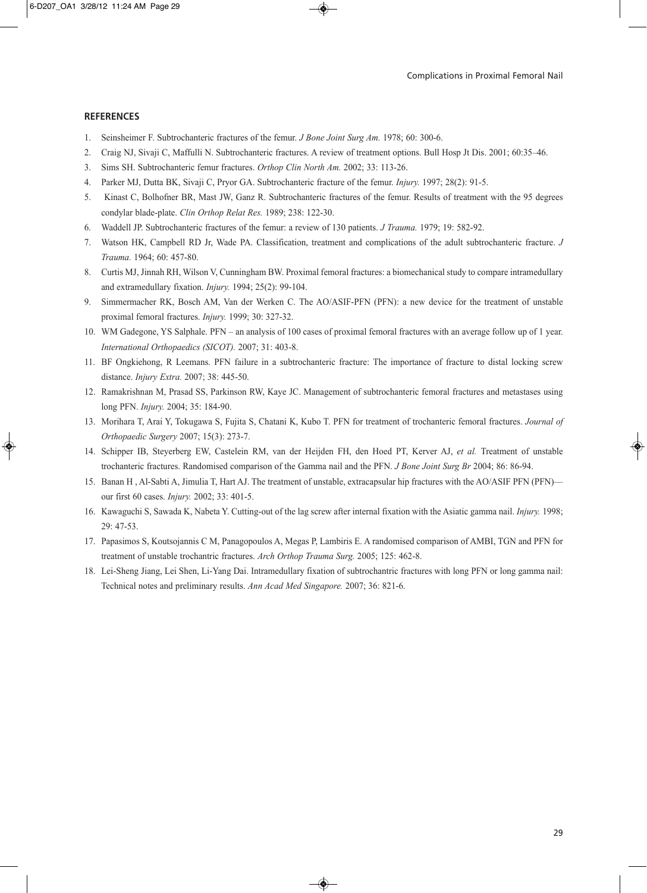## REFERENCES

1. Seinsheimer F. Subtrochanteric fractures of the femur. *J Bone Joint Surg Am.* 1978; 60: 300-6.
2. Craig NJ, Sivaji C, Maffulli N. Subtrochanteric fractures. A review of treatment options. Bull Hosp Jt Dis. 2001; 60:35–46.
3. Sims SH. Subtrochanteric femur fractures. *Orthop Clin North Am.* 2002; 33: 113-26.
4. Parker MJ, Dutta BK, Sivaji C, Pryor GA. Subtrochanteric fracture of the femur. *Injury.* 1997; 28(2): 91-5.
5. Kinast C, Bolhofner BR, Mast JW, Ganz R. Subtrochanteric fractures of the femur. Results of treatment with the 95 degrees condylar blade-plate. *Clin Orthop Relat Res.* 1989; 238: 122-30.
6. Waddell JP. Subtrochanteric fractures of the femur: a review of 130 patients. *J Trauma.* 1979; 19: 582-92.
7. Watson HK, Campbell RD Jr, Wade PA. Classification, treatment and complications of the adult subtrochanteric fracture. *J Trauma.* 1964; 60: 457-80.
8. Curtis MJ, Jinnah RH, Wilson V, Cunningham BW. Proximal femoral fractures: a biomechanical study to compare intramedullary and extramedullary fixation. *Injury.* 1994; 25(2): 99-104.
9. Simmermacher RK, Bosch AM, Van der Werken C. The AO/ASIF-PFN (PFN): a new device for the treatment of unstable proximal femoral fractures. *Injury.* 1999; 30: 327-32.
10. WM Gadegone, YS Salphale. PFN – an analysis of 100 cases of proximal femoral fractures with an average follow up of 1 year. *International Orthopaedics (SICOT).* 2007; 31: 403-8.
11. BF Ongkiehong, R Leemans. PFN failure in a subtrochanteric fracture: The importance of fracture to distal locking screw distance. *Injury Extra.* 2007; 38: 445-50.
12. Ramakrishnan M, Prasad SS, Parkinson RW, Kaye JC. Management of subtrochanteric femoral fractures and metastases using long PFN. *Injury.* 2004; 35: 184-90.
13. Morihara T, Arai Y, Tokugawa S, Fujita S, Chatani K, Kubo T. PFN for treatment of trochanteric femoral fractures. *Journal of Orthopaedic Surgery* 2007; 15(3): 273-7.
14. Schipper IB, Steyerberg EW, Castelein RM, van der Heijden FH, den Hoed PT, Kerver AJ, *et al.* Treatment of unstable trochanteric fractures. Randomised comparison of the Gamma nail and the PFN. *J Bone Joint Surg Br* 2004; 86: 86-94.
15. Banan H , Al-Sabti A, Jimulia T, Hart AJ. The treatment of unstable, extracapsular hip fractures with the AO/ASIF PFN (PFN)—our first 60 cases. *Injury.* 2002; 33: 401-5.
16. Kawaguchi S, Sawada K, Nabeta Y. Cutting-out of the lag screw after internal fixation with the Asiatic gamma nail. *Injury.* 1998; 29: 47-53.
17. Papasimos S, Koutsojannis C M, Panagopoulos A, Megas P, Lambiris E. A randomised comparison of AMBI, TGN and PFN for treatment of unstable trochantric fractures. *Arch Orthop Trauma Surg.* 2005; 125: 462-8.
18. Lei-Sheng Jiang, Lei Shen, Li-Yang Dai. Intramedullary fixation of subtrochantric fractures with long PFN or long gamma nail: Technical notes and preliminary results. *Ann Acad Med Singapore.* 2007; 36: 821-6.